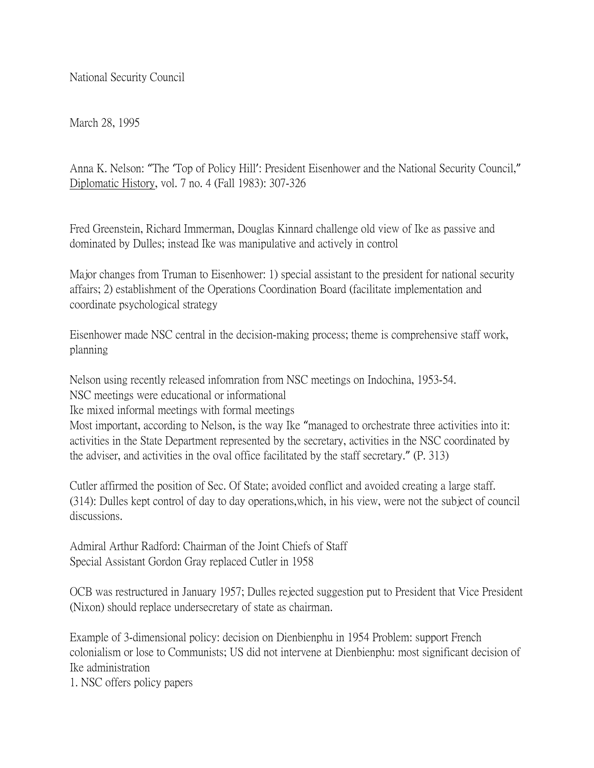National Security Council

March 28, 1995

Anna K. Nelson: "The 'Top of Policy Hill': President Eisenhower and the National Security Council," Diplomatic History, vol. 7 no. 4 (Fall 1983): 307-326

Fred Greenstein, Richard Immerman, Douglas Kinnard challenge old view of Ike as passive and dominated by Dulles; instead Ike was manipulative and actively in control

Major changes from Truman to Eisenhower: 1) special assistant to the president for national security affairs; 2) establishment of the Operations Coordination Board (facilitate implementation and coordinate psychological strategy

Eisenhower made NSC central in the decision-making process; theme is comprehensive staff work, planning

Nelson using recently released infomration from NSC meetings on Indochina, 1953-54.
NSC meetings were educational or informational
Ike mixed informal meetings with formal meetings
Most important, according to Nelson, is the way Ike "managed to orchestrate three activities into it: activities in the State Department represented by the secretary, activities in the NSC coordinated by the adviser, and activities in the oval office facilitated by the staff secretary." (P. 313)

Cutler affirmed the position of Sec. Of State; avoided conflict and avoided creating a large staff. (314): Dulles kept control of day to day operations,which, in his view, were not the subject of council discussions.

Admiral Arthur Radford: Chairman of the Joint Chiefs of Staff
Special Assistant Gordon Gray replaced Cutler in 1958

OCB was restructured in January 1957; Dulles rejected suggestion put to President that Vice President (Nixon) should replace undersecretary of state as chairman.

Example of 3-dimensional policy: decision on Dienbienphu in 1954 Problem: support French colonialism or lose to Communists; US did not intervene at Dienbienphu: most significant decision of Ike administration
1. NSC offers policy papers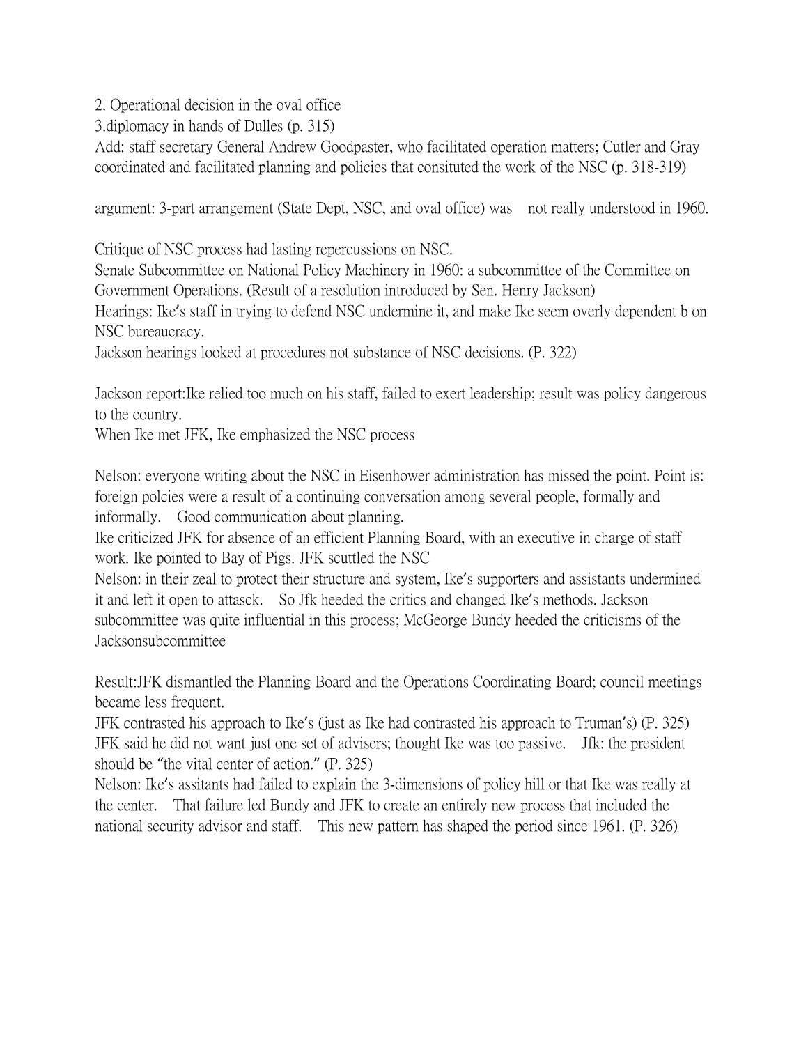2. Operational decision in the oval office

3.diplomacy in hands of Dulles (p. 315)

Add: staff secretary General Andrew Goodpaster, who facilitated operation matters; Cutler and Gray coordinated and facilitated planning and policies that consituted the work of the NSC (p. 318-319)

argument: 3-part arrangement (State Dept, NSC, and oval office) was not really understood in 1960.

Critique of NSC process had lasting repercussions on NSC.

Senate Subcommittee on National Policy Machinery in 1960: a subcommittee of the Committee on Government Operations. (Result of a resolution introduced by Sen. Henry Jackson)

Hearings: Ike's staff in trying to defend NSC undermine it, and make Ike seem overly dependent b on NSC bureaucracy.

Jackson hearings looked at procedures not substance of NSC decisions. (P. 322)

Jackson report:Ike relied too much on his staff, failed to exert leadership; result was policy dangerous to the country.

When Ike met JFK, Ike emphasized the NSC process

Nelson: everyone writing about the NSC in Eisenhower administration has missed the point. Point is: foreign polcies were a result of a continuing conversation among several people, formally and informally. Good communication about planning.

Ike criticized JFK for absence of an efficient Planning Board, with an executive in charge of staff work. Ike pointed to Bay of Pigs. JFK scuttled the NSC

Nelson: in their zeal to protect their structure and system, Ike's supporters and assistants undermined it and left it open to attasck. So Jfk heeded the critics and changed Ike's methods. Jackson subcommittee was quite influential in this process; McGeorge Bundy heeded the criticisms of the Jacksonsubcommittee

Result:JFK dismantled the Planning Board and the Operations Coordinating Board; council meetings became less frequent.

JFK contrasted his approach to Ike's (just as Ike had contrasted his approach to Truman's) (P. 325)

JFK said he did not want just one set of advisers; thought Ike was too passive. Jfk: the president should be "the vital center of action." (P. 325)

Nelson: Ike's assitants had failed to explain the 3-dimensions of policy hill or that Ike was really at the center. That failure led Bundy and JFK to create an entirely new process that included the national security advisor and staff. This new pattern has shaped the period since 1961. (P. 326)